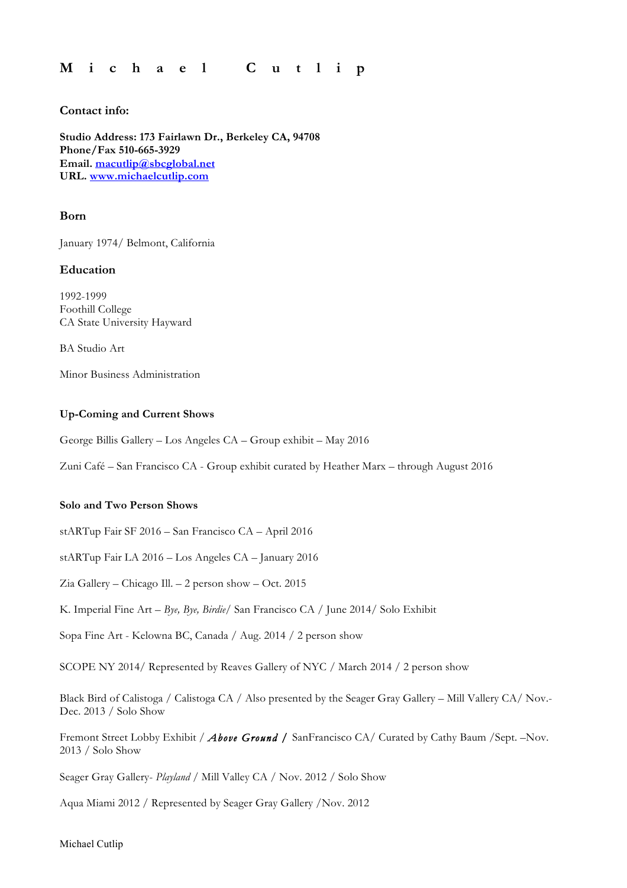# Michael Cutlip

## Contact info:

**Studio Address: 173 Fairlawn Dr., Berkeley CA, 94708**
**Phone/Fax 510-665-3929**
**Email. macutlip@sbcglobal.net**
**URL. www.michaelcutlip.com**

## Born

January 1974/ Belmont, California

## Education

1992-1999
Foothill College
CA State University Hayward

BA Studio Art

Minor Business Administration

### Up-Coming and Current Shows

George Billis Gallery – Los Angeles CA – Group exhibit – May 2016

Zuni Café – San Francisco CA - Group exhibit curated by Heather Marx – through August 2016

### Solo and Two Person Shows

stARTup Fair SF 2016 – San Francisco CA – April 2016

stARTup Fair LA 2016 – Los Angeles CA – January 2016

Zia Gallery – Chicago Ill. – 2 person show – Oct. 2015

K. Imperial Fine Art – *Bye, Bye, Birdie*/ San Francisco CA / June 2014/ Solo Exhibit

Sopa Fine Art - Kelowna BC, Canada / Aug. 2014 / 2 person show

SCOPE NY 2014/ Represented by Reaves Gallery of NYC / March 2014 / 2 person show

Black Bird of Calistoga / Calistoga CA / Also presented by the Seager Gray Gallery – Mill Valley CA/ Nov.-Dec. 2013 / Solo Show

Fremont Street Lobby Exhibit / ***Above Ground /*** SanFrancisco CA/ Curated by Cathy Baum /Sept. –Nov. 2013 / Solo Show

Seager Gray Gallery- *Playland* / Mill Valley CA / Nov. 2012 / Solo Show

Aqua Miami 2012 / Represented by Seager Gray Gallery /Nov. 2012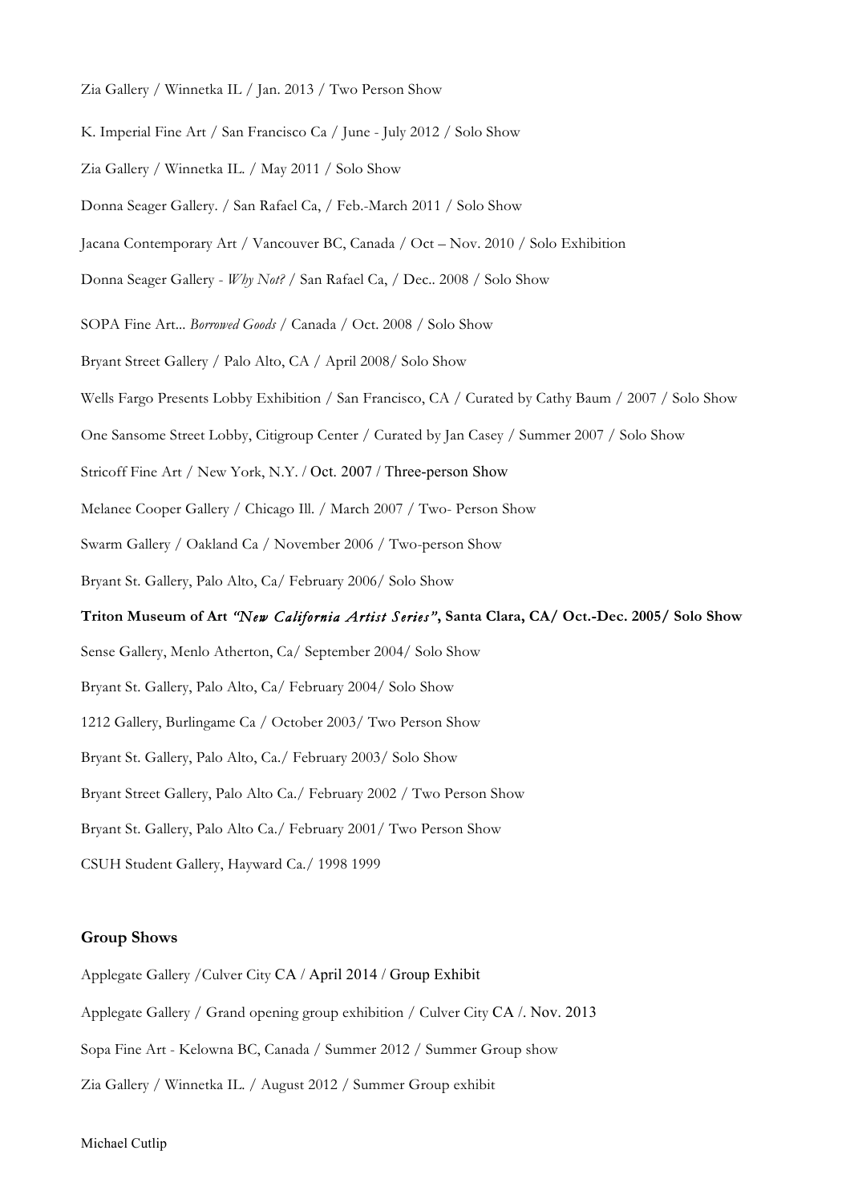Zia Gallery / Winnetka IL / Jan. 2013 / Two Person Show

K. Imperial Fine Art / San Francisco Ca / June - July 2012 / Solo Show

Zia Gallery / Winnetka IL. / May 2011 / Solo Show

Donna Seager Gallery. / San Rafael Ca, / Feb.-March 2011 / Solo Show

Jacana Contemporary Art / Vancouver BC, Canada / Oct – Nov. 2010 / Solo Exhibition

Donna Seager Gallery - *Why Not?* / San Rafael Ca, / Dec.. 2008 / Solo Show

SOPA Fine Art... *Borrowed Goods* / Canada / Oct. 2008 / Solo Show

Bryant Street Gallery / Palo Alto, CA / April 2008/ Solo Show

Wells Fargo Presents Lobby Exhibition / San Francisco, CA / Curated by Cathy Baum / 2007 / Solo Show

One Sansome Street Lobby, Citigroup Center / Curated by Jan Casey / Summer 2007 / Solo Show

Stricoff Fine Art / New York, N.Y. / Oct. 2007 / Three-person Show

Melanee Cooper Gallery / Chicago Ill. / March 2007 / Two- Person Show

Swarm Gallery / Oakland Ca / November 2006 / Two-person Show

Bryant St. Gallery, Palo Alto, Ca/ February 2006/ Solo Show

**Triton Museum of Art *"New California Artist Series"*, Santa Clara, CA/ Oct.-Dec. 2005/ Solo Show**

Sense Gallery, Menlo Atherton, Ca/ September 2004/ Solo Show

Bryant St. Gallery, Palo Alto, Ca/ February 2004/ Solo Show

1212 Gallery, Burlingame Ca / October 2003/ Two Person Show

Bryant St. Gallery, Palo Alto, Ca./ February 2003/ Solo Show

Bryant Street Gallery, Palo Alto Ca./ February 2002 / Two Person Show

Bryant St. Gallery, Palo Alto Ca./ February 2001/ Two Person Show

CSUH Student Gallery, Hayward Ca./ 1998 1999

### Group Shows

Applegate Gallery /Culver City CA / April 2014 / Group Exhibit

Applegate Gallery / Grand opening group exhibition / Culver City CA /. Nov. 2013

Sopa Fine Art - Kelowna BC, Canada / Summer 2012 / Summer Group show

Zia Gallery / Winnetka IL. / August 2012 / Summer Group exhibit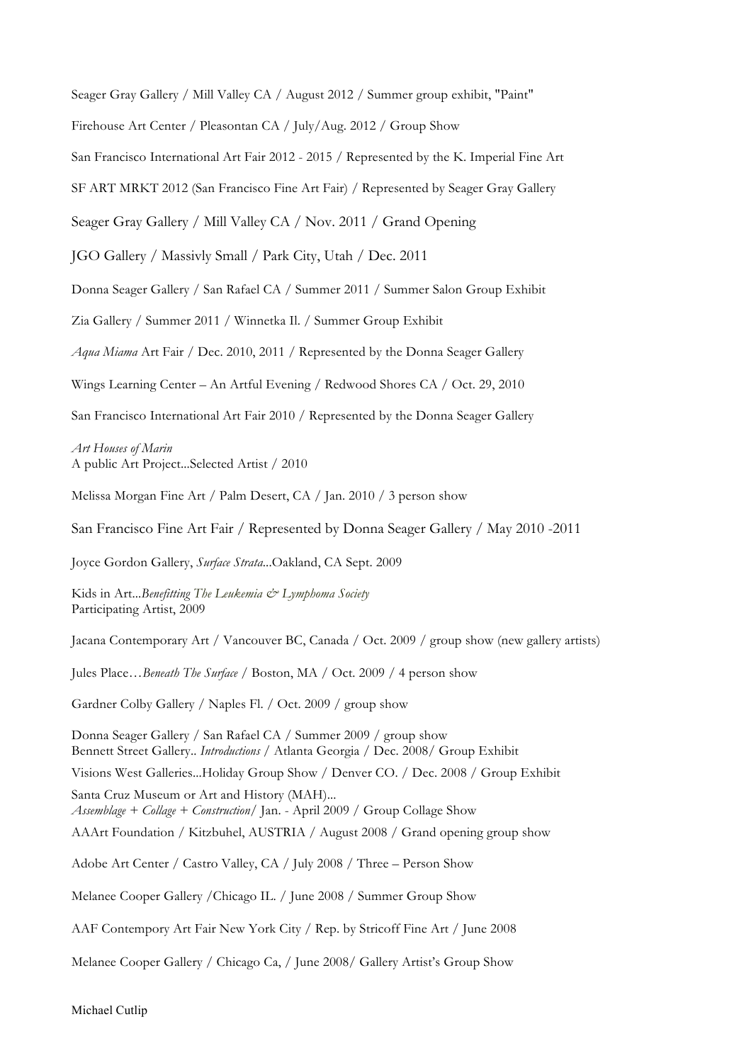Seager Gray Gallery / Mill Valley CA / August 2012 / Summer group exhibit, "Paint"

Firehouse Art Center / Pleasontan CA / July/Aug. 2012 / Group Show

San Francisco International Art Fair 2012 - 2015 / Represented by the K. Imperial Fine Art

SF ART MRKT 2012 (San Francisco Fine Art Fair) / Represented by Seager Gray Gallery

Seager Gray Gallery / Mill Valley CA / Nov. 2011 / Grand Opening

JGO Gallery / Massivly Small / Park City, Utah / Dec. 2011

Donna Seager Gallery / San Rafael CA / Summer 2011 / Summer Salon Group Exhibit

Zia Gallery / Summer 2011 / Winnetka Il. / Summer Group Exhibit

*Aqua Miama* Art Fair / Dec. 2010, 2011 / Represented by the Donna Seager Gallery

Wings Learning Center – An Artful Evening / Redwood Shores CA / Oct. 29, 2010

San Francisco International Art Fair 2010 / Represented by the Donna Seager Gallery

*Art Houses of Marin*
A public Art Project...Selected Artist / 2010

Melissa Morgan Fine Art / Palm Desert, CA / Jan. 2010 / 3 person show

San Francisco Fine Art Fair / Represented by Donna Seager Gallery / May 2010 -2011

Joyce Gordon Gallery, *Surface Strata*...Oakland, CA Sept. 2009

Kids in Art...*Benefitting The Leukemia & Lymphoma Society*
Participating Artist, 2009

Jacana Contemporary Art / Vancouver BC, Canada / Oct. 2009 / group show (new gallery artists)

Jules Place…*Beneath The Surface* / Boston, MA / Oct. 2009 / 4 person show

Gardner Colby Gallery / Naples Fl. / Oct. 2009 / group show

Donna Seager Gallery / San Rafael CA / Summer 2009 / group show
Bennett Street Gallery.. *Introductions* / Atlanta Georgia / Dec. 2008/ Group Exhibit

Visions West Galleries...Holiday Group Show / Denver CO. / Dec. 2008 / Group Exhibit

Santa Cruz Museum or Art and History (MAH)...
*Assemblage + Collage + Construction*/ Jan. - April 2009 / Group Collage Show

AAArt Foundation / Kitzbuhel, AUSTRIA / August 2008 / Grand opening group show

Adobe Art Center / Castro Valley, CA / July 2008 / Three – Person Show

Melanee Cooper Gallery /Chicago IL. / June 2008 / Summer Group Show

AAF Contempory Art Fair New York City / Rep. by Stricoff Fine Art / June 2008

Melanee Cooper Gallery / Chicago Ca, / June 2008/ Gallery Artist's Group Show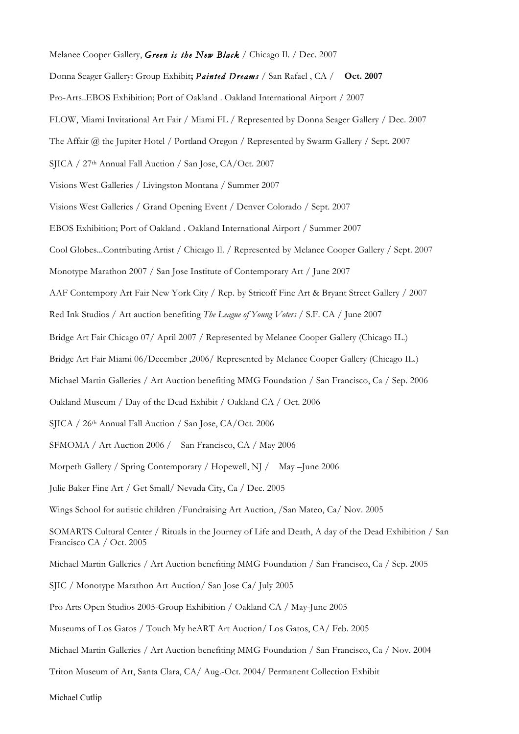Melanee Cooper Gallery, ***Green is the New Black*** / Chicago Il. / Dec. 2007

Donna Seager Gallery: Group Exhibit**;** ***Painted Dreams*** / San Rafael , CA / **Oct. 2007**

Pro-Arts..EBOS Exhibition; Port of Oakland . Oakland International Airport / 2007

FLOW, Miami Invitational Art Fair / Miami FL / Represented by Donna Seager Gallery / Dec. 2007

The Affair @ the Jupiter Hotel / Portland Oregon / Represented by Swarm Gallery / Sept. 2007

SJICA / 27th Annual Fall Auction / San Jose, CA/Oct. 2007

Visions West Galleries / Livingston Montana / Summer 2007

Visions West Galleries / Grand Opening Event / Denver Colorado / Sept. 2007

EBOS Exhibition; Port of Oakland . Oakland International Airport / Summer 2007

Cool Globes...Contributing Artist / Chicago Il. / Represented by Melanee Cooper Gallery / Sept. 2007

Monotype Marathon 2007 / San Jose Institute of Contemporary Art / June 2007

AAF Contempory Art Fair New York City / Rep. by Stricoff Fine Art & Bryant Street Gallery / 2007

Red Ink Studios / Art auction benefiting *The League of Young Voters* / S.F. CA / June 2007

Bridge Art Fair Chicago 07/ April 2007 / Represented by Melanee Cooper Gallery (Chicago IL.)

Bridge Art Fair Miami 06/December ,2006/ Represented by Melanee Cooper Gallery (Chicago IL.)

Michael Martin Galleries / Art Auction benefiting MMG Foundation / San Francisco, Ca / Sep. 2006

Oakland Museum / Day of the Dead Exhibit / Oakland CA / Oct. 2006

SJICA / 26th Annual Fall Auction / San Jose, CA/Oct. 2006

SFMOMA / Art Auction 2006 / San Francisco, CA / May 2006

Morpeth Gallery / Spring Contemporary / Hopewell, NJ / May –June 2006

Julie Baker Fine Art / Get Small/ Nevada City, Ca / Dec. 2005

Wings School for autistic children /Fundraising Art Auction, /San Mateo, Ca/ Nov. 2005

SOMARTS Cultural Center / Rituals in the Journey of Life and Death, A day of the Dead Exhibition / San Francisco CA / Oct. 2005

Michael Martin Galleries / Art Auction benefiting MMG Foundation / San Francisco, Ca / Sep. 2005

SJIC / Monotype Marathon Art Auction/ San Jose Ca/ July 2005

Pro Arts Open Studios 2005-Group Exhibition / Oakland CA / May-June 2005

Museums of Los Gatos / Touch My heART Art Auction/ Los Gatos, CA/ Feb. 2005

Michael Martin Galleries / Art Auction benefiting MMG Foundation / San Francisco, Ca / Nov. 2004

Triton Museum of Art, Santa Clara, CA/ Aug.-Oct. 2004/ Permanent Collection Exhibit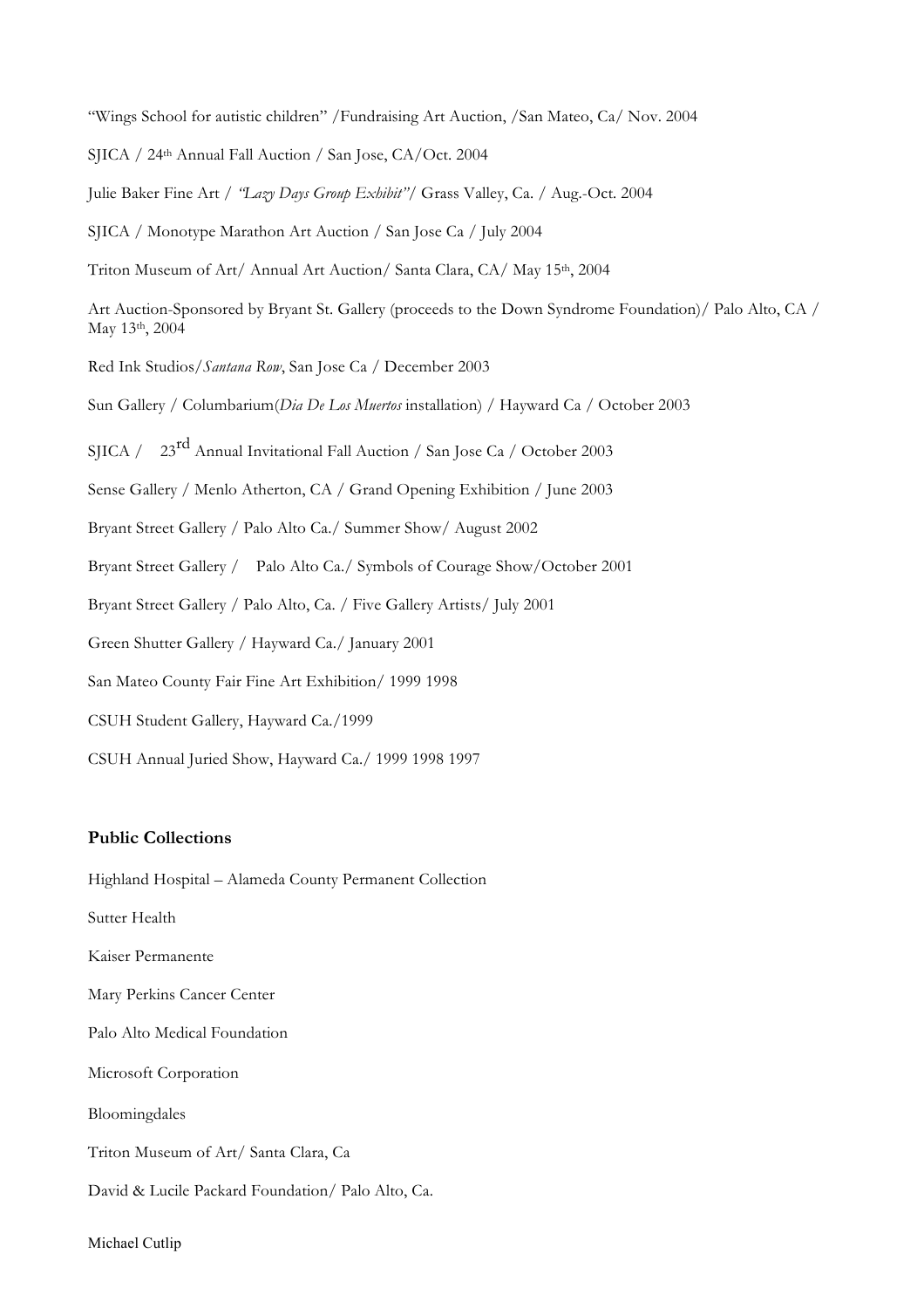"Wings School for autistic children" /Fundraising Art Auction, /San Mateo, Ca/ Nov. 2004

SJICA / 24th Annual Fall Auction / San Jose, CA/Oct. 2004

Julie Baker Fine Art / *"Lazy Days Group Exhibit"*/ Grass Valley, Ca. / Aug.-Oct. 2004

SJICA / Monotype Marathon Art Auction / San Jose Ca / July 2004

Triton Museum of Art/ Annual Art Auction/ Santa Clara, CA/ May 15th, 2004

Art Auction-Sponsored by Bryant St. Gallery (proceeds to the Down Syndrome Foundation)/ Palo Alto, CA / May 13th, 2004

Red Ink Studios/*Santana Row*, San Jose Ca / December 2003

Sun Gallery / Columbarium(*Dia De Los Muertos* installation) / Hayward Ca / October 2003

SJICA / 23rd Annual Invitational Fall Auction / San Jose Ca / October 2003

Sense Gallery / Menlo Atherton, CA / Grand Opening Exhibition / June 2003

Bryant Street Gallery / Palo Alto Ca./ Summer Show/ August 2002

Bryant Street Gallery / Palo Alto Ca./ Symbols of Courage Show/October 2001

Bryant Street Gallery / Palo Alto, Ca. / Five Gallery Artists/ July 2001

Green Shutter Gallery / Hayward Ca./ January 2001

San Mateo County Fair Fine Art Exhibition/ 1999 1998

CSUH Student Gallery, Hayward Ca./1999

CSUH Annual Juried Show, Hayward Ca./ 1999 1998 1997

**Public Collections**

Highland Hospital – Alameda County Permanent Collection

Sutter Health

Kaiser Permanente

Mary Perkins Cancer Center

Palo Alto Medical Foundation

Microsoft Corporation

Bloomingdales

Triton Museum of Art/ Santa Clara, Ca

David & Lucile Packard Foundation/ Palo Alto, Ca.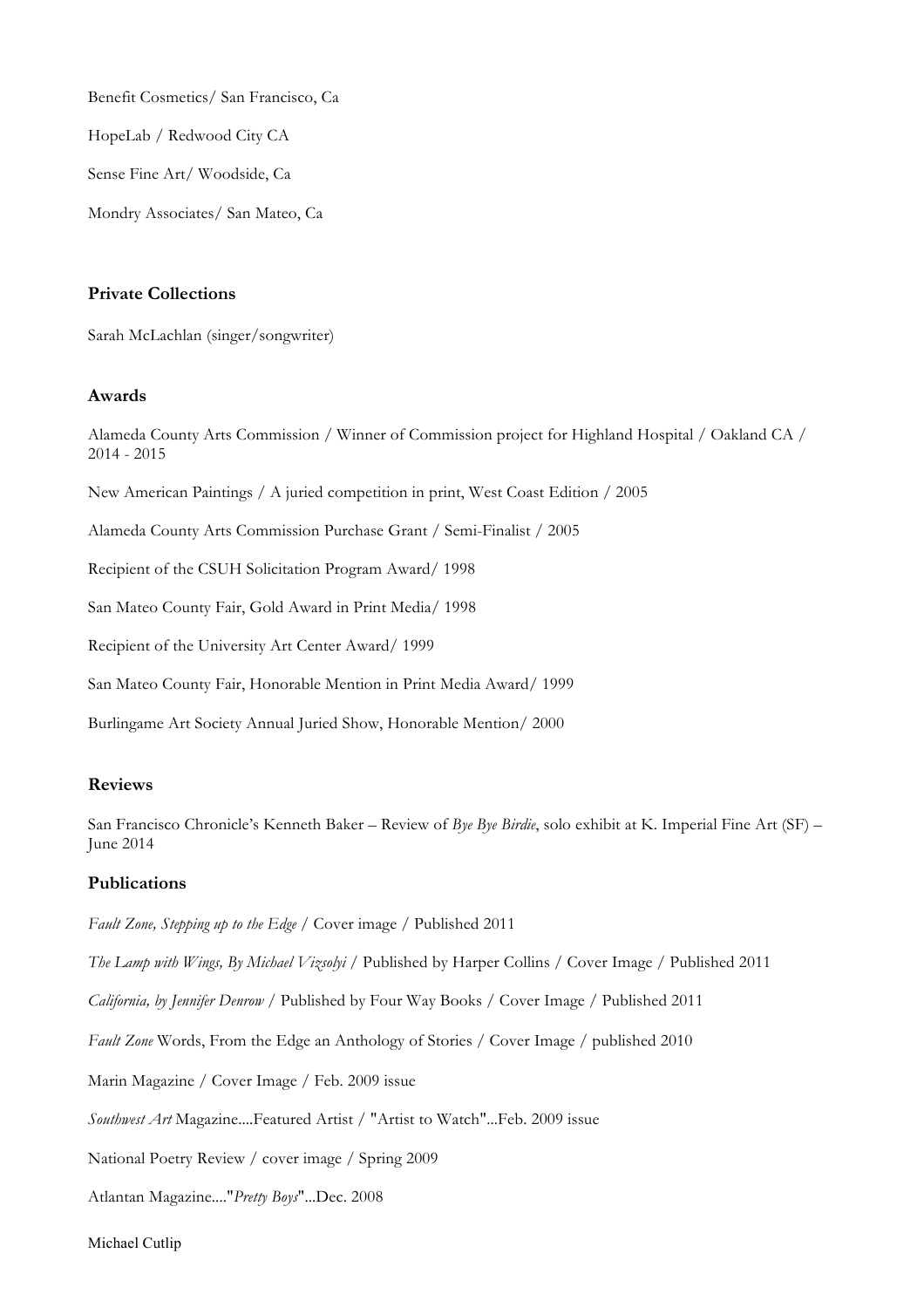Benefit Cosmetics/ San Francisco, Ca

HopeLab / Redwood City CA

Sense Fine Art/ Woodside, Ca

Mondry Associates/ San Mateo, Ca

**Private Collections**

Sarah McLachlan (singer/songwriter)

**Awards**

Alameda County Arts Commission / Winner of Commission project for Highland Hospital / Oakland CA / 2014 - 2015

New American Paintings / A juried competition in print, West Coast Edition / 2005

Alameda County Arts Commission Purchase Grant / Semi-Finalist / 2005

Recipient of the CSUH Solicitation Program Award/ 1998

San Mateo County Fair, Gold Award in Print Media/ 1998

Recipient of the University Art Center Award/ 1999

San Mateo County Fair, Honorable Mention in Print Media Award/ 1999

Burlingame Art Society Annual Juried Show, Honorable Mention/ 2000

**Reviews**

San Francisco Chronicle's Kenneth Baker – Review of *Bye Bye Birdie*, solo exhibit at K. Imperial Fine Art (SF) – June 2014

**Publications**

*Fault Zone, Stepping up to the Edge* / Cover image / Published 2011

*The Lamp with Wings, By Michael Vizsolyi* / Published by Harper Collins / Cover Image / Published 2011

*California, by Jennifer Denrow* / Published by Four Way Books / Cover Image / Published 2011

*Fault Zone* Words, From the Edge an Anthology of Stories / Cover Image / published 2010

Marin Magazine / Cover Image / Feb. 2009 issue

*Southwest Art* Magazine....Featured Artist / "Artist to Watch"...Feb. 2009 issue

National Poetry Review / cover image / Spring 2009

Atlantan Magazine...."*Pretty Boys*"...Dec. 2008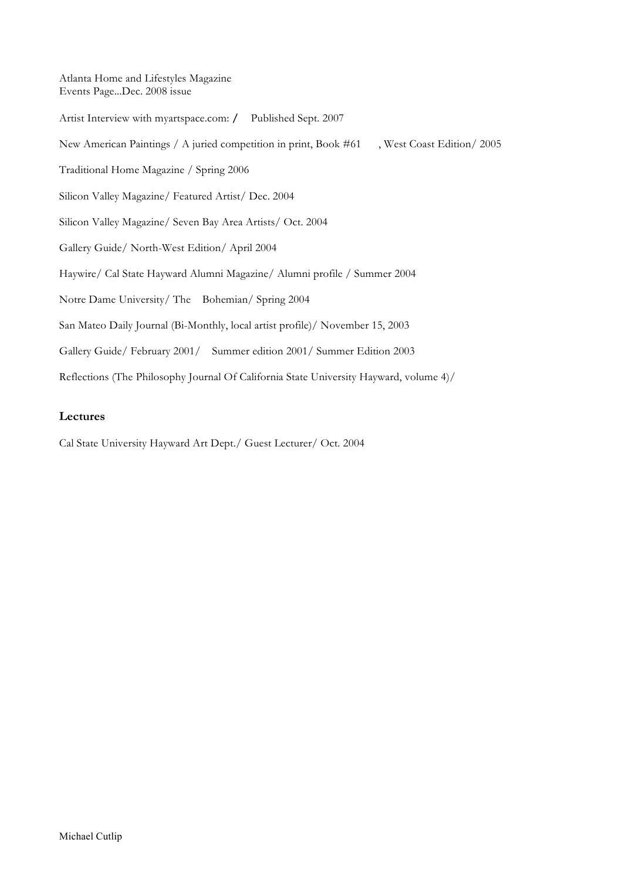Atlanta Home and Lifestyles Magazine
Events Page...Dec. 2008 issue

Artist Interview with myartspace.com: / Published Sept. 2007

New American Paintings / A juried competition in print, Book #61 , West Coast Edition/ 2005

Traditional Home Magazine / Spring 2006

Silicon Valley Magazine/ Featured Artist/ Dec. 2004

Silicon Valley Magazine/ Seven Bay Area Artists/ Oct. 2004

Gallery Guide/ North-West Edition/ April 2004

Haywire/ Cal State Hayward Alumni Magazine/ Alumni profile / Summer 2004

Notre Dame University/ The Bohemian/ Spring 2004

San Mateo Daily Journal (Bi-Monthly, local artist profile)/ November 15, 2003

Gallery Guide/ February 2001/ Summer edition 2001/ Summer Edition 2003

Reflections (The Philosophy Journal Of California State University Hayward, volume 4)/

### Lectures

Cal State University Hayward Art Dept./ Guest Lecturer/ Oct. 2004